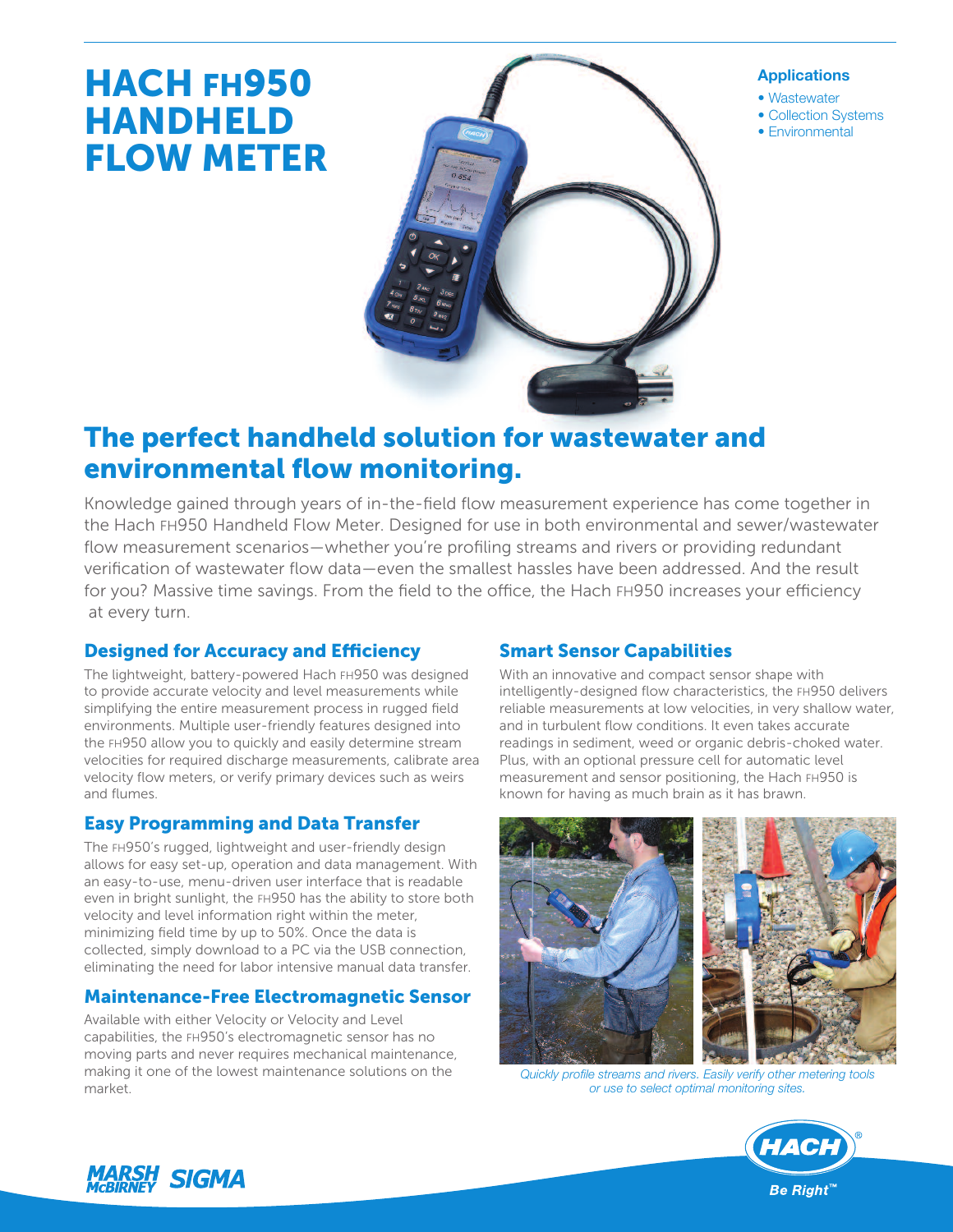# HACH FH950 HANDHELD FLOW METER

**Applications**

- Wastewater
- Collection Systems
- Environmental

## The perfect handheld solution for wastewater and environmental flow monitoring.

Knowledge gained through years of in-the-field flow measurement experience has come together in the Hach FH950 Handheld Flow Meter. Designed for use in both environmental and sewer/wastewater flow measurement scenarios—whether you're profiling streams and rivers or providing redundant verification of wastewater flow data—even the smallest hassles have been addressed. And the result for you? Massive time savings. From the field to the office, the Hach FH950 increases your efficiency at every turn.

### Designed for Accuracy and Efficiency

The lightweight, battery-powered Hach FH950 was designed to provide accurate velocity and level measurements while simplifying the entire measurement process in rugged field environments. Multiple user-friendly features designed into the FH950 allow you to quickly and easily determine stream velocities for required discharge measurements, calibrate area velocity flow meters, or verify primary devices such as weirs and flumes.

### Easy Programming and Data Transfer

The FH950's rugged, lightweight and user-friendly design allows for easy set-up, operation and data management. With an easy-to-use, menu-driven user interface that is readable even in bright sunlight, the FH950 has the ability to store both velocity and level information right within the meter, minimizing field time by up to 50%. Once the data is collected, simply download to a PC via the USB connection, eliminating the need for labor intensive manual data transfer.

### Maintenance-Free Electromagnetic Sensor

Available with either Velocity or Velocity and Level capabilities, the FH950's electromagnetic sensor has no moving parts and never requires mechanical maintenance, making it one of the lowest maintenance solutions on the market.

### Smart Sensor Capabilities

With an innovative and compact sensor shape with intelligently-designed flow characteristics, the FH950 delivers reliable measurements at low velocities, in very shallow water, and in turbulent flow conditions. It even takes accurate readings in sediment, weed or organic debris-choked water. Plus, with an optional pressure cell for automatic level measurement and sensor positioning, the Hach FH950 is known for having as much brain as it has brawn.

*Quickly profile streams and rivers. Easily verify other metering tools or use to select optimal monitoring sites.*

MARSH McBIRNEY SIGMA

HACH® Be Right™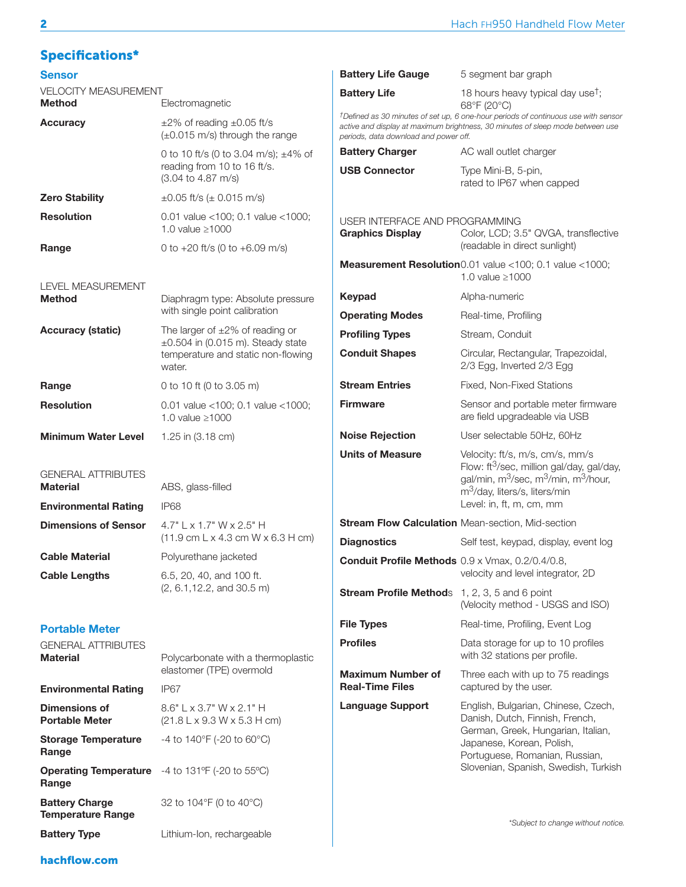## Specifications*

### Sensor

VELOCITY MEASUREMENT

| | |
|---|---|
| **Method** | Electromagnetic |
| **Accuracy** | ±2% of reading ±0.05 ft/s (±0.015 m/s) through the range 0 to 10 ft/s (0 to 3.04 m/s); ±4% of reading from 10 to 16 ft/s. (3.04 to 4.87 m/s) |
| **Zero Stability** | ±0.05 ft/s (± 0.015 m/s) |
| **Resolution** | 0.01 value <100; 0.1 value <1000; 1.0 value ≥1000 |
| **Range** | 0 to +20 ft/s (0 to +6.09 m/s) |

LEVEL MEASUREMENT

| | |
|---|---|
| **Method** | Diaphragm type: Absolute pressure with single point calibration |
| **Accuracy (static)** | The larger of ±2% of reading or ±0.504 in (0.015 m). Steady state temperature and static non-flowing water. |
| **Range** | 0 to 10 ft (0 to 3.05 m) |
| **Resolution** | 0.01 value <100; 0.1 value <1000; 1.0 value ≥1000 |
| **Minimum Water Level** | 1.25 in (3.18 cm) |

GENERAL ATTRIBUTES

| | |
|---|---|
| **Material** | ABS, glass-filled |
| **Environmental Rating** | IP68 |
| **Dimensions of Sensor** | 4.7" L x 1.7" W x 2.5" H (11.9 cm L x 4.3 cm W x 6.3 H cm) |
| **Cable Material** | Polyurethane jacketed |
| **Cable Lengths** | 6.5, 20, 40, and 100 ft. (2, 6.1,12.2, and 30.5 m) |

### Portable Meter

GENERAL ATTRIBUTES

| | |
|---|---|
| **Material** | Polycarbonate with a thermoplastic elastomer (TPE) overmold |
| **Environmental Rating** | IP67 |
| **Dimensions of Portable Meter** | 8.6" L x 3.7" W x 2.1" H (21.8 L x 9.3 W x 5.3 H cm) |
| **Storage Temperature Range** | -4 to 140°F (-20 to 60°C) |
| **Operating Temperature Range** | -4 to 131ºF (-20 to 55ºC) |
| **Battery Charge Temperature Range** | 32 to 104°F (0 to 40°C) |
| **Battery Type** | Lithium-Ion, rechargeable |
| **Battery Life Gauge** | 5 segment bar graph |
| **Battery Life** | 18 hours heavy typical day use†; 68°F (20°C) |

*†Defined as 30 minutes of set up, 6 one-hour periods of continuous use with sensor active and display at maximum brightness, 30 minutes of sleep mode between use periods, data download and power off.*

| | |
|---|---|
| **Battery Charger** | AC wall outlet charger |
| **USB Connector** | Type Mini-B, 5-pin, rated to IP67 when capped |

USER INTERFACE AND PROGRAMMING

| | |
|---|---|
| **Graphics Display** | Color, LCD; 3.5" QVGA, transflective (readable in direct sunlight) |
| **Measurement Resolution** | 0.01 value <100; 0.1 value <1000; 1.0 value ≥1000 |
| **Keypad** | Alpha-numeric |
| **Operating Modes** | Real-time, Profiling |
| **Profiling Types** | Stream, Conduit |
| **Conduit Shapes** | Circular, Rectangular, Trapezoidal, 2/3 Egg, Inverted 2/3 Egg |
| **Stream Entries** | Fixed, Non-Fixed Stations |
| **Firmware** | Sensor and portable meter firmware are field upgradeable via USB |
| **Noise Rejection** | User selectable 50Hz, 60Hz |
| **Units of Measure** | Velocity: ft/s, m/s, cm/s, mm/s<br>Flow: ft$^3$/sec, million gal/day, gal/day, gal/min, m$^3$/sec, m$^3$/min, m$^3$/hour, m$^3$/day, liters/s, liters/min<br>Level: in, ft, m, cm, mm |
| **Stream Flow Calculation** | Mean-section, Mid-section |
| **Diagnostics** | Self test, keypad, display, event log |
| **Conduit Profile Methods** | 0.9 x Vmax, 0.2/0.4/0.8, velocity and level integrator, 2D |
| **Stream Profile Methods** | 1, 2, 3, 5 and 6 point (Velocity method - USGS and ISO) |
| **File Types** | Real-time, Profiling, Event Log |
| **Profiles** | Data storage for up to 10 profiles with 32 stations per profile. |
| **Maximum Number of Real-Time Files** | Three each with up to 75 readings captured by the user. |
| **Language Support** | English, Bulgarian, Chinese, Czech, Danish, Dutch, Finnish, French, German, Greek, Hungarian, Italian, Japanese, Korean, Polish, Portuguese, Romanian, Russian, Slovenian, Spanish, Swedish, Turkish |

*\*Subject to change without notice.*

hachflow.com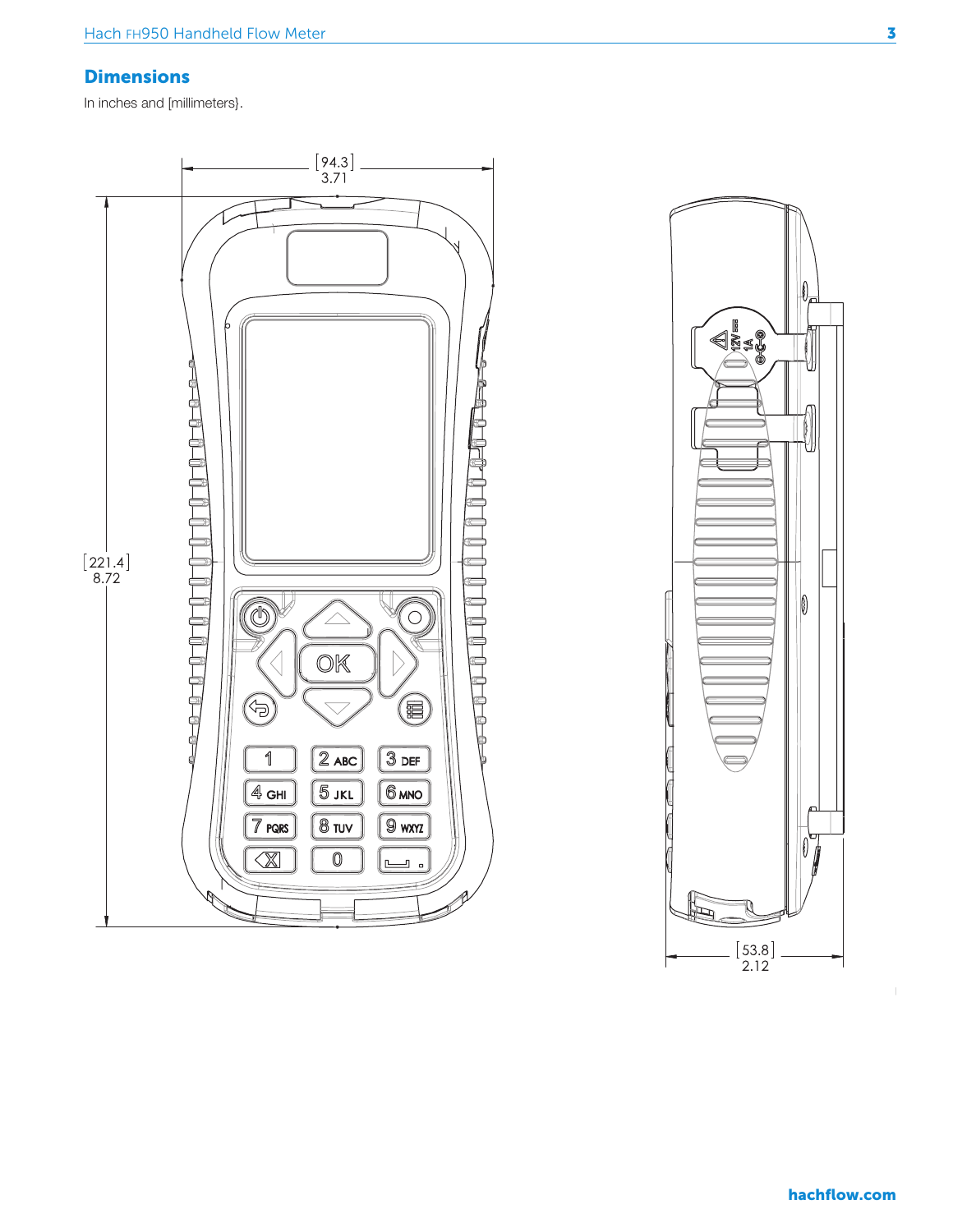## Dimensions

In inches and [millimeters}.

[94.3]
3.71

[221.4]
8.72

[53.8]
2.12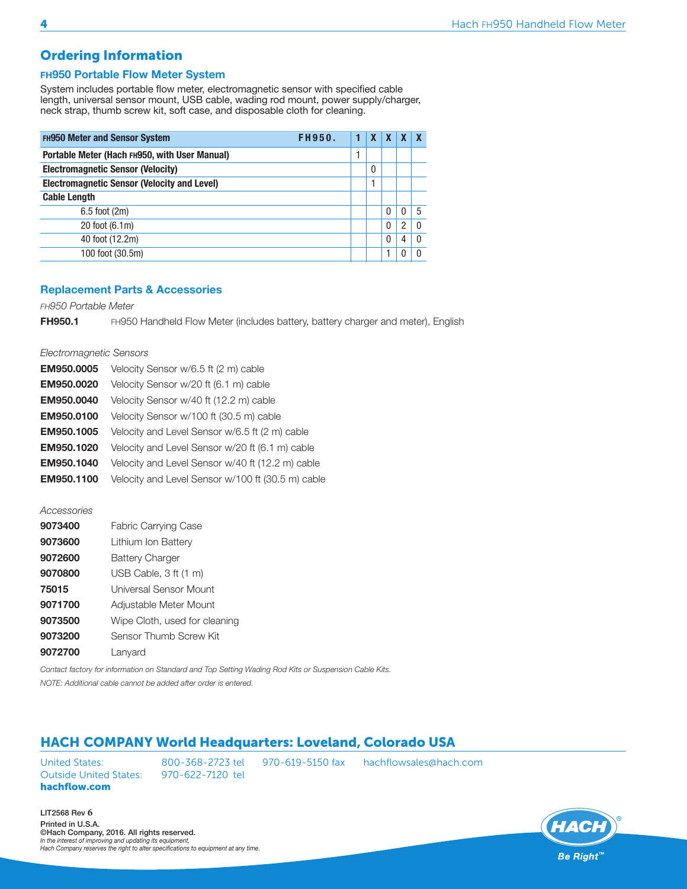## Ordering Information

### FH950 Portable Flow Meter System

System includes portable flow meter, electromagnetic sensor with specified cable length, universal sensor mount, USB cable, wading rod mount, power supply/charger, neck strap, thumb screw kit, soft case, and disposable cloth for cleaning.

| FH950 Meter and Sensor System FH950. | 1 | X | X | X | X |
|---|---|---|---|---|---|
| **Portable Meter (Hach FH950, with User Manual)** | 1 | | | | |
| **Electromagnetic Sensor (Velocity)** | | 0 | | | |
| **Electromagnetic Sensor (Velocity and Level)** | | 1 | | | |
| **Cable Length** | | | | | |
| 6.5 foot (2m) | | | 0 | 0 | 5 |
| 20 foot (6.1m) | | | 0 | 2 | 0 |
| 40 foot (12.2m) | | | 0 | 4 | 0 |
| 100 foot (30.5m) | | | 1 | 0 | 0 |

### Replacement Parts & Accessories

*FH950 Portable Meter*

**FH950.1** FH950 Handheld Flow Meter (includes battery, battery charger and meter), English

*Electromagnetic Sensors*

**EM950.0005** Velocity Sensor w/6.5 ft (2 m) cable
**EM950.0020** Velocity Sensor w/20 ft (6.1 m) cable
**EM950.0040** Velocity Sensor w/40 ft (12.2 m) cable
**EM950.0100** Velocity Sensor w/100 ft (30.5 m) cable
**EM950.1005** Velocity and Level Sensor w/6.5 ft (2 m) cable
**EM950.1020** Velocity and Level Sensor w/20 ft (6.1 m) cable
**EM950.1040** Velocity and Level Sensor w/40 ft (12.2 m) cable
**EM950.1100** Velocity and Level Sensor w/100 ft (30.5 m) cable

*Accessories*

**9073400** Fabric Carrying Case
**9073600** Lithium Ion Battery
**9072600** Battery Charger
**9070800** USB Cable, 3 ft (1 m)
**75015** Universal Sensor Mount
**9071700** Adjustable Meter Mount
**9073500** Wipe Cloth, used for cleaning
**9073200** Sensor Thumb Screw Kit
**9072700** Lanyard

*Contact factory for information on Standard and Top Setting Wading Rod Kits or Suspension Cable Kits.*

*NOTE: Additional cable cannot be added after order is entered.*

## HACH COMPANY World Headquarters: Loveland, Colorado USA

United States: 800-368-2723 tel 970-619-5150 fax hachflowsales@hach.com
Outside United States: 970-622-7120 tel
**hachflow.com**

LIT2568 Rev 6
Printed in U.S.A.
©Hach Company, 2016. All rights reserved.
*In the interest of improving and updating its equipment, Hach Company reserves the right to alter specifications to equipment at any time.*

HACH® Be Right™